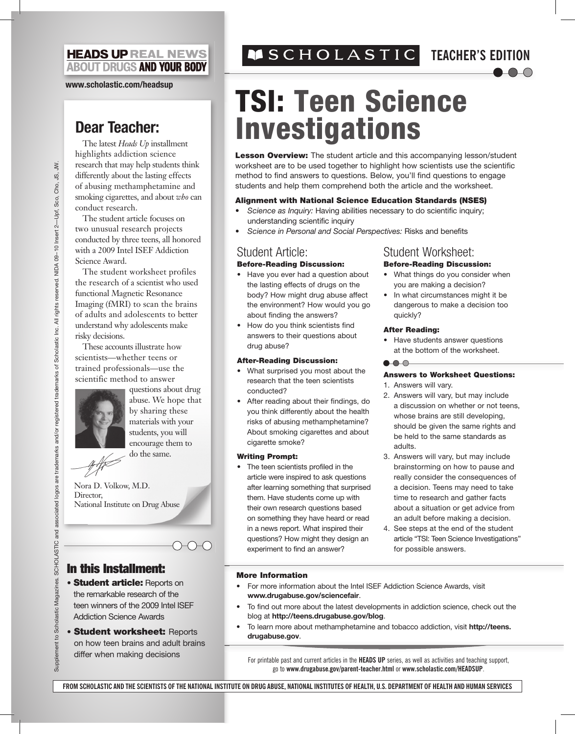HEADS UP REAL NEWS ABOUT DRUGS AND YOUR BODY

www.scholastic.com/headsup

SCHOLASTIC TEACHER'S EDITION

# TSI: Teen Science Investigations

**Lesson Overview:** The student article and this accompanying lesson/student worksheet are to be used together to highlight how scientists use the scientific method to find answers to questions. Below, you'll find questions to engage students and help them comprehend both the article and the worksheet.

**Alignment with National Science Education Standards (NSES)**

- *Science as Inquiry:* Having abilities necessary to do scientific inquiry; understanding scientific inquiry
- *Science in Personal and Social Perspectives:* Risks and benefits

## Dear Teacher:

The latest *Heads Up* installment highlights addiction science research that may help students think differently about the lasting effects of abusing methamphetamine and smoking cigarettes, and about *who* can conduct research.

The student article focuses on two unusual research projects conducted by three teens, all honored with a 2009 Intel ISEF Addiction Science Award.

The student worksheet profiles the research of a scientist who used functional Magnetic Resonance Imaging (fMRI) to scan the brains of adults and adolescents to better understand why adolescents make risky decisions.

These accounts illustrate how scientists—whether teens or trained professionals—use the scientific method to answer questions about drug abuse. We hope that by sharing these materials with your students, you will encourage them to do the same.

Nora D. Volkow, M.D.
Director,
National Institute on Drug Abuse

## In this Installment:

- **Student article:** Reports on the remarkable research of the teen winners of the 2009 Intel ISEF Addiction Science Awards
- **Student worksheet:** Reports on how teen brains and adult brains differ when making decisions

## Student Article:

### Before-Reading Discussion:

- Have you ever had a question about the lasting effects of drugs on the body? How might drug abuse affect the environment? How would you go about finding the answers?
- How do you think scientists find answers to their questions about drug abuse?

### After-Reading Discussion:

- What surprised you most about the research that the teen scientists conducted?
- After reading about their findings, do you think differently about the health risks of abusing methamphetamine? About smoking cigarettes and about cigarette smoke?

### Writing Prompt:

- The teen scientists profiled in the article were inspired to ask questions after learning something that surprised them. Have students come up with their own research questions based on something they have heard or read in a news report. What inspired their questions? How might they design an experiment to find an answer?

## Student Worksheet:

### Before-Reading Discussion:

- What things do you consider when you are making a decision?
- In what circumstances might it be dangerous to make a decision too quickly?

### After Reading:

- Have students answer questions at the bottom of the worksheet.

### Answers to Worksheet Questions:

1. Answers will vary.
2. Answers will vary, but may include a discussion on whether or not teens, whose brains are still developing, should be given the same rights and be held to the same standards as adults.
3. Answers will vary, but may include brainstorming on how to pause and really consider the consequences of a decision. Teens may need to take time to research and gather facts about a situation or get advice from an adult before making a decision.
4. See steps at the end of the student article "TSI: Teen Science Investigations" for possible answers.

### More Information

- For more information about the Intel ISEF Addiction Science Awards, visit **www.drugabuse.gov/sciencefair**.
- To find out more about the latest developments in addiction science, check out the blog at **http://teens.drugabuse.gov/blog**.
- To learn more about methamphetamine and tobacco addiction, visit **http://teens.drugabuse.gov**.

For printable past and current articles in the **HEADS UP** series, as well as activities and teaching support, go to **www.drugabuse.gov/parent-teacher.html** or **www.scholastic.com/HEADSUP**.

Supplement to Scholastic Magazines. SCHOLASTIC and associated logos are trademarks and/or registered trademarks of Scholastic Inc. All rights reserved. NIDA 09–10 Insert 2—Upf, Sco, Cho, JS, JW.

FROM SCHOLASTIC AND THE SCIENTISTS OF THE NATIONAL INSTITUTE ON DRUG ABUSE, NATIONAL INSTITUTES OF HEALTH, U.S. DEPARTMENT OF HEALTH AND HUMAN SERVICES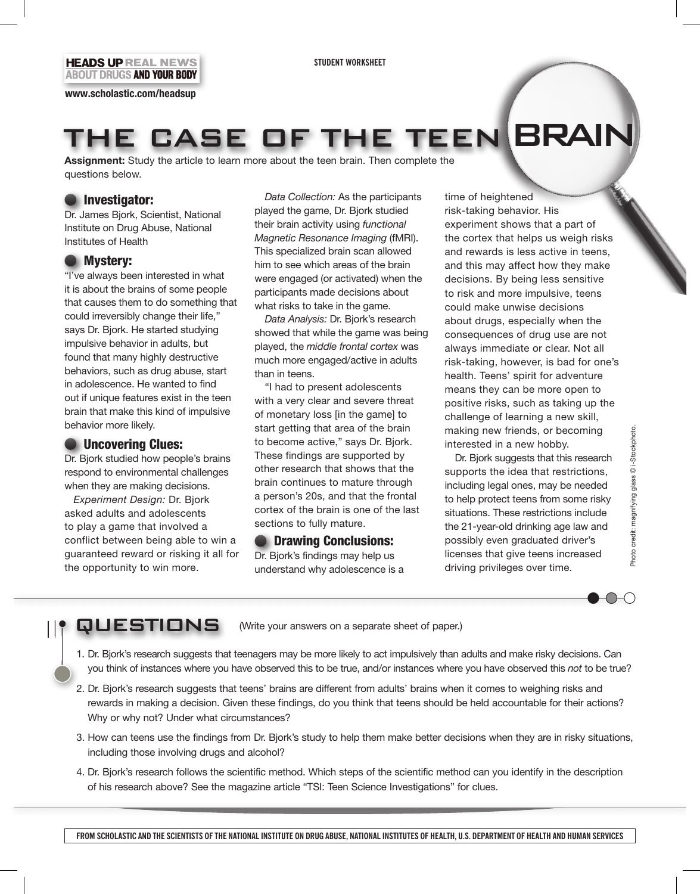HEADS UP REAL NEWS ABOUT DRUGS AND YOUR BODY

www.scholastic.com/headsup

STUDENT WORKSHEET

# THE CASE OF THE TEEN BRAIN

**Assignment:** Study the article to learn more about the teen brain. Then complete the questions below.

### Investigator:

Dr. James Bjork, Scientist, National Institute on Drug Abuse, National Institutes of Health

### Mystery:

"I've always been interested in what it is about the brains of some people that causes them to do something that could irreversibly change their life," says Dr. Bjork. He started studying impulsive behavior in adults, but found that many highly destructive behaviors, such as drug abuse, start in adolescence. He wanted to find out if unique features exist in the teen brain that make this kind of impulsive behavior more likely.

### Uncovering Clues:

Dr. Bjork studied how people's brains respond to environmental challenges when they are making decisions.

*Experiment Design:* Dr. Bjork asked adults and adolescents to play a game that involved a conflict between being able to win a guaranteed reward or risking it all for the opportunity to win more.

*Data Collection:* As the participants played the game, Dr. Bjork studied their brain activity using *functional Magnetic Resonance Imaging* (fMRI). This specialized brain scan allowed him to see which areas of the brain were engaged (or activated) when the participants made decisions about what risks to take in the game.

*Data Analysis:* Dr. Bjork's research showed that while the game was being played, the *middle frontal cortex* was much more engaged/active in adults than in teens.

"I had to present adolescents with a very clear and severe threat of monetary loss [in the game] to start getting that area of the brain to become active," says Dr. Bjork. These findings are supported by other research that shows that the brain continues to mature through a person's 20s, and that the frontal cortex of the brain is one of the last sections to fully mature.

### Drawing Conclusions:

Dr. Bjork's findings may help us understand why adolescence is a time of heightened risk-taking behavior. His experiment shows that a part of the cortex that helps us weigh risks and rewards is less active in teens, and this may affect how they make decisions. By being less sensitive to risk and more impulsive, teens could make unwise decisions about drugs, especially when the consequences of drug use are not always immediate or clear. Not all risk-taking, however, is bad for one's health. Teens' spirit for adventure means they can be more open to positive risks, such as taking up the challenge of learning a new skill, making new friends, or becoming interested in a new hobby.

Dr. Bjork suggests that this research supports the idea that restrictions, including legal ones, may be needed to help protect teens from some risky situations. These restrictions include the 21-year-old drinking age law and possibly even graduated driver's licenses that give teens increased driving privileges over time.

Photo credit: magnifying glass © i-Stockphoto.

## QUESTIONS

(Write your answers on a separate sheet of paper.)

1. Dr. Bjork's research suggests that teenagers may be more likely to act impulsively than adults and make risky decisions. Can you think of instances where you have observed this to be true, and/or instances where you have observed this *not* to be true?
2. Dr. Bjork's research suggests that teens' brains are different from adults' brains when it comes to weighing risks and rewards in making a decision. Given these findings, do you think that teens should be held accountable for their actions? Why or why not? Under what circumstances?
3. How can teens use the findings from Dr. Bjork's study to help them make better decisions when they are in risky situations, including those involving drugs and alcohol?
4. Dr. Bjork's research follows the scientific method. Which steps of the scientific method can you identify in the description of his research above? See the magazine article "TSI: Teen Science Investigations" for clues.

FROM SCHOLASTIC AND THE SCIENTISTS OF THE NATIONAL INSTITUTE ON DRUG ABUSE, NATIONAL INSTITUTES OF HEALTH, U.S. DEPARTMENT OF HEALTH AND HUMAN SERVICES